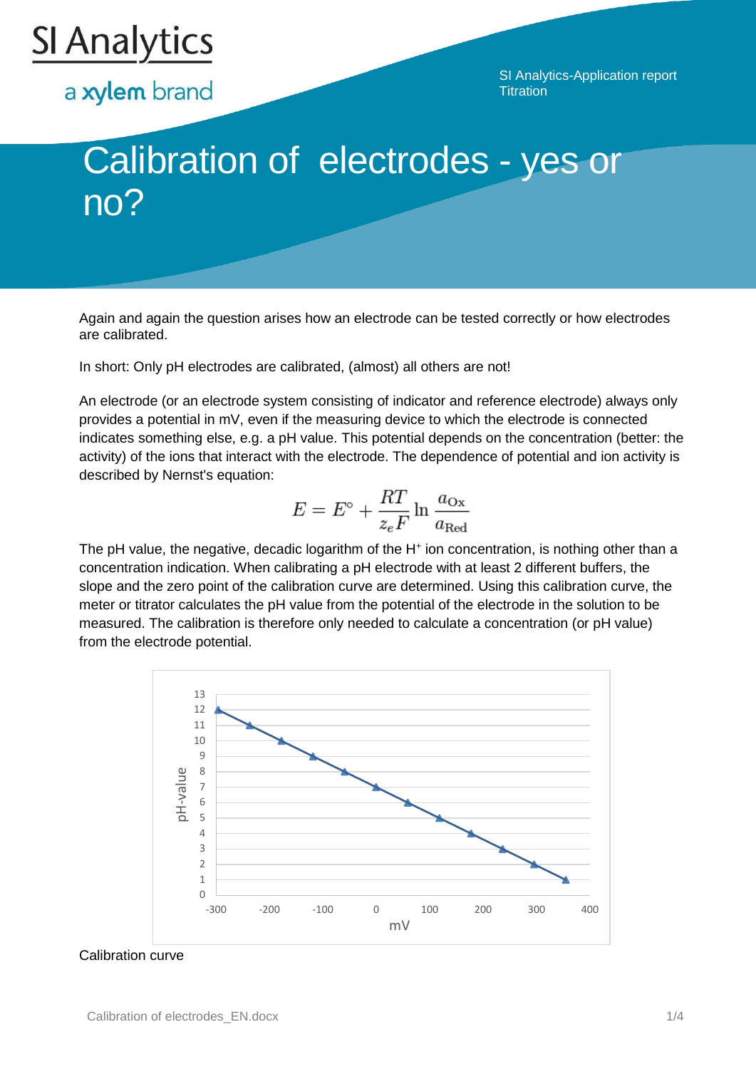# Calibration of electrodes - yes or no?

Again and again the question arises how an electrode can be tested correctly or how electrodes are calibrated.

In short: Only pH electrodes are calibrated, (almost) all others are not!

An electrode (or an electrode system consisting of indicator and reference electrode) always only provides a potential in mV, even if the measuring device to which the electrode is connected indicates something else, e.g. a pH value. This potential depends on the concentration (better: the activity) of the ions that interact with the electrode. The dependence of potential and ion activity is described by Nernst's equation:

$$E = E^{\circ} + \frac{RT}{z_e F} \ln \frac{a_{\mathrm{Ox}}}{a_{\mathrm{Red}}}$$

The pH value, the negative, decadic logarithm of the $H^+$ ion concentration, is nothing other than a concentration indication. When calibrating a pH electrode with at least 2 different buffers, the slope and the zero point of the calibration curve are determined. Using this calibration curve, the meter or titrator calculates the pH value from the potential of the electrode in the solution to be measured. The calibration is therefore only needed to calculate a concentration (or pH value) from the electrode potential.

Calibration curve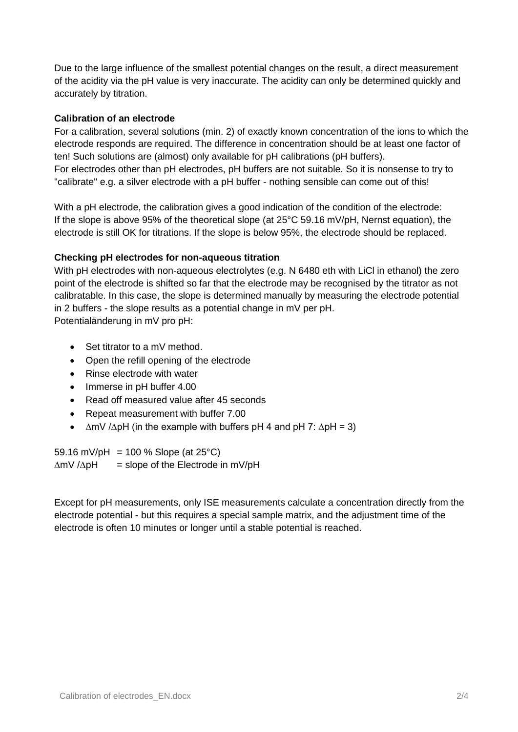Due to the large influence of the smallest potential changes on the result, a direct measurement of the acidity via the pH value is very inaccurate. The acidity can only be determined quickly and accurately by titration.

**Calibration of an electrode**

For a calibration, several solutions (min. 2) of exactly known concentration of the ions to which the electrode responds are required. The difference in concentration should be at least one factor of ten! Such solutions are (almost) only available for pH calibrations (pH buffers).
For electrodes other than pH electrodes, pH buffers are not suitable. So it is nonsense to try to "calibrate" e.g. a silver electrode with a pH buffer - nothing sensible can come out of this!

With a pH electrode, the calibration gives a good indication of the condition of the electrode:
If the slope is above 95% of the theoretical slope (at 25°C 59.16 mV/pH, Nernst equation), the electrode is still OK for titrations. If the slope is below 95%, the electrode should be replaced.

**Checking pH electrodes for non-aqueous titration**

With pH electrodes with non-aqueous electrolytes (e.g. N 6480 eth with LiCl in ethanol) the zero point of the electrode is shifted so far that the electrode may be recognised by the titrator as not calibratable. In this case, the slope is determined manually by measuring the electrode potential in 2 buffers - the slope results as a potential change in mV per pH.
Potentialänderung in mV pro pH:

- Set titrator to a mV method.
- Open the refill opening of the electrode
- Rinse electrode with water
- Immerse in pH buffer 4.00
- Read off measured value after 45 seconds
- Repeat measurement with buffer 7.00
- $\Delta$mV /$\Delta$pH (in the example with buffers pH 4 and pH 7: $\Delta$pH = 3)

59.16 mV/pH = 100 % Slope (at 25°C)
$\Delta$mV /$\Delta$pH = slope of the Electrode in mV/pH

Except for pH measurements, only ISE measurements calculate a concentration directly from the electrode potential - but this requires a special sample matrix, and the adjustment time of the electrode is often 10 minutes or longer until a stable potential is reached.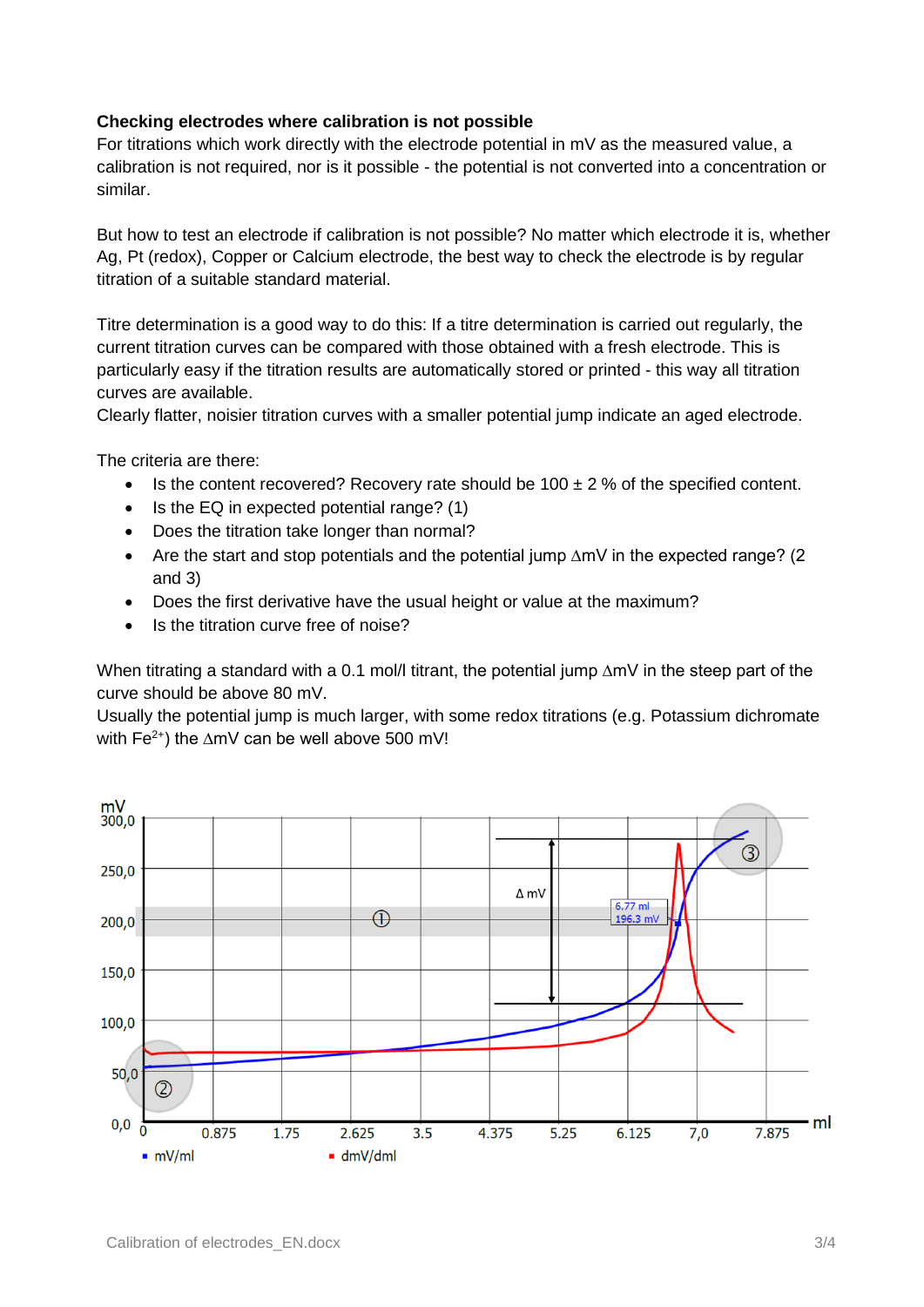**Checking electrodes where calibration is not possible**

For titrations which work directly with the electrode potential in mV as the measured value, a calibration is not required, nor is it possible - the potential is not converted into a concentration or similar.

But how to test an electrode if calibration is not possible? No matter which electrode it is, whether Ag, Pt (redox), Copper or Calcium electrode, the best way to check the electrode is by regular titration of a suitable standard material.

Titre determination is a good way to do this: If a titre determination is carried out regularly, the current titration curves can be compared with those obtained with a fresh electrode. This is particularly easy if the titration results are automatically stored or printed - this way all titration curves are available.
Clearly flatter, noisier titration curves with a smaller potential jump indicate an aged electrode.

The criteria are there:

- Is the content recovered? Recovery rate should be 100 ± 2 % of the specified content.
- Is the EQ in expected potential range? (1)
- Does the titration take longer than normal?
- Are the start and stop potentials and the potential jump ΔmV in the expected range? (2 and 3)
- Does the first derivative have the usual height or value at the maximum?
- Is the titration curve free of noise?

When titrating a standard with a 0.1 mol/l titrant, the potential jump ΔmV in the steep part of the curve should be above 80 mV.
Usually the potential jump is much larger, with some redox titrations (e.g. Potassium dichromate with $Fe^{2+}$) the ΔmV can be well above 500 mV!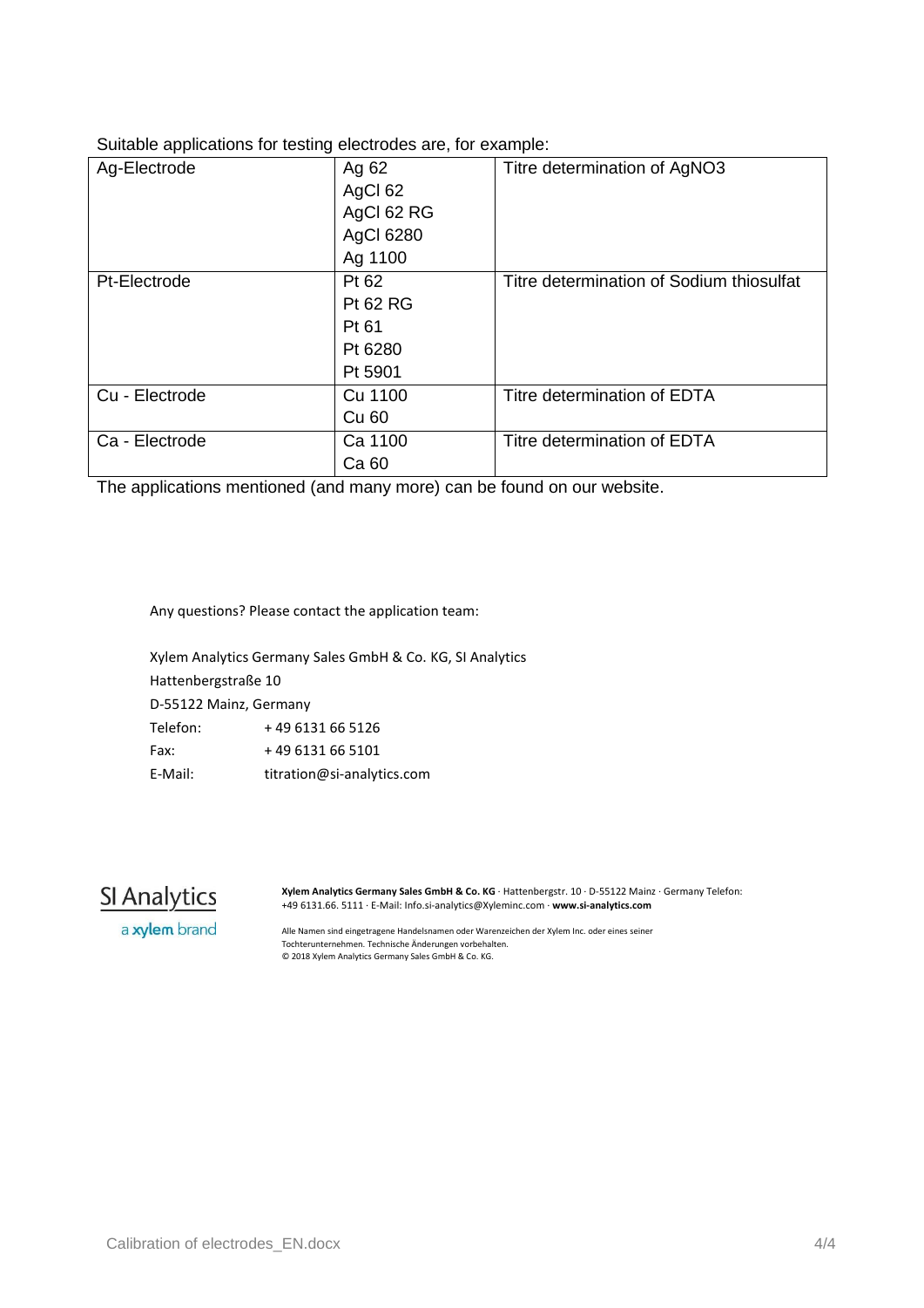Suitable applications for testing electrodes are, for example:

| | | |
|---|---|---|
| Ag-Electrode | Ag 62<br>AgCl 62<br>AgCl 62 RG<br>AgCl 6280<br>Ag 1100 | Titre determination of $AgNO_3$ |
| Pt-Electrode | Pt 62<br>Pt 62 RG<br>Pt 61<br>Pt 6280<br>Pt 5901 | Titre determination of Sodium thiosulfat |
| Cu - Electrode | Cu 1100<br>Cu 60 | Titre determination of EDTA |
| Ca - Electrode | Ca 1100<br>Ca 60 | Titre determination of EDTA |

The applications mentioned (and many more) can be found on our website.

Any questions? Please contact the application team:

Xylem Analytics Germany Sales GmbH & Co. KG, SI Analytics
Hattenbergstraße 10
D-55122 Mainz, Germany
Telefon: + 49 6131 66 5126
Fax: + 49 6131 66 5101
E-Mail: titration@si-analytics.com

SI Analytics
a xylem brand

**Xylem Analytics Germany Sales GmbH & Co. KG** · Hattenbergstr. 10 · D-55122 Mainz · Germany Telefon: +49 6131.66. 5111 · E-Mail: Info.si-analytics@Xyleminc.com · **www.si-analytics.com**

Alle Namen sind eingetragene Handelsnamen oder Warenzeichen der Xylem Inc. oder eines seiner Tochterunternehmen. Technische Änderungen vorbehalten.
© 2018 Xylem Analytics Germany Sales GmbH & Co. KG.